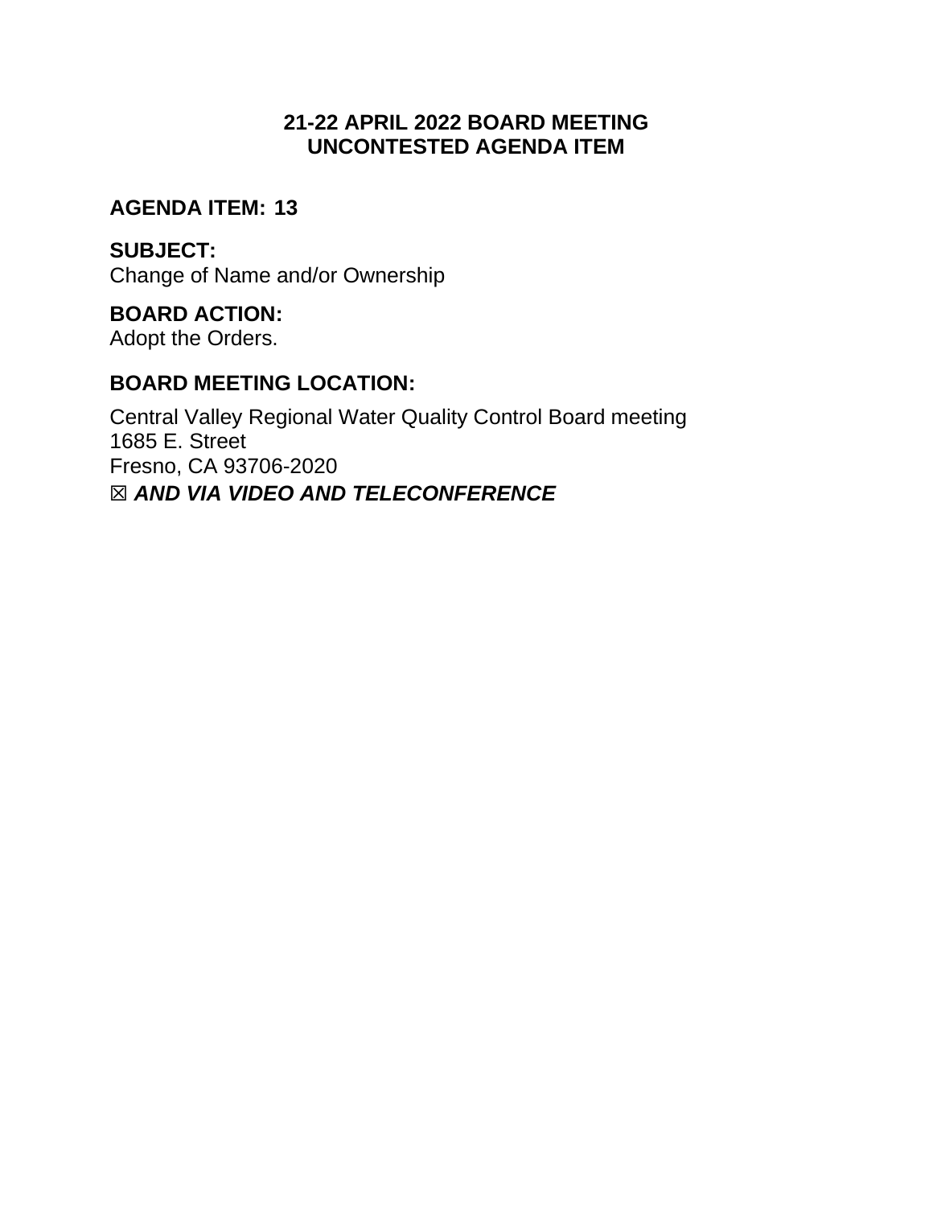# 21-22 APRIL 2022 BOARD MEETING
# UNCONTESTED AGENDA ITEM

## AGENDA ITEM: 13

**SUBJECT:**
Change of Name and/or Ownership

**BOARD ACTION:**
Adopt the Orders.

**BOARD MEETING LOCATION:**

Central Valley Regional Water Quality Control Board meeting
1685 E. Street
Fresno, CA 93706-2020
☒ ***AND VIA VIDEO AND TELECONFERENCE***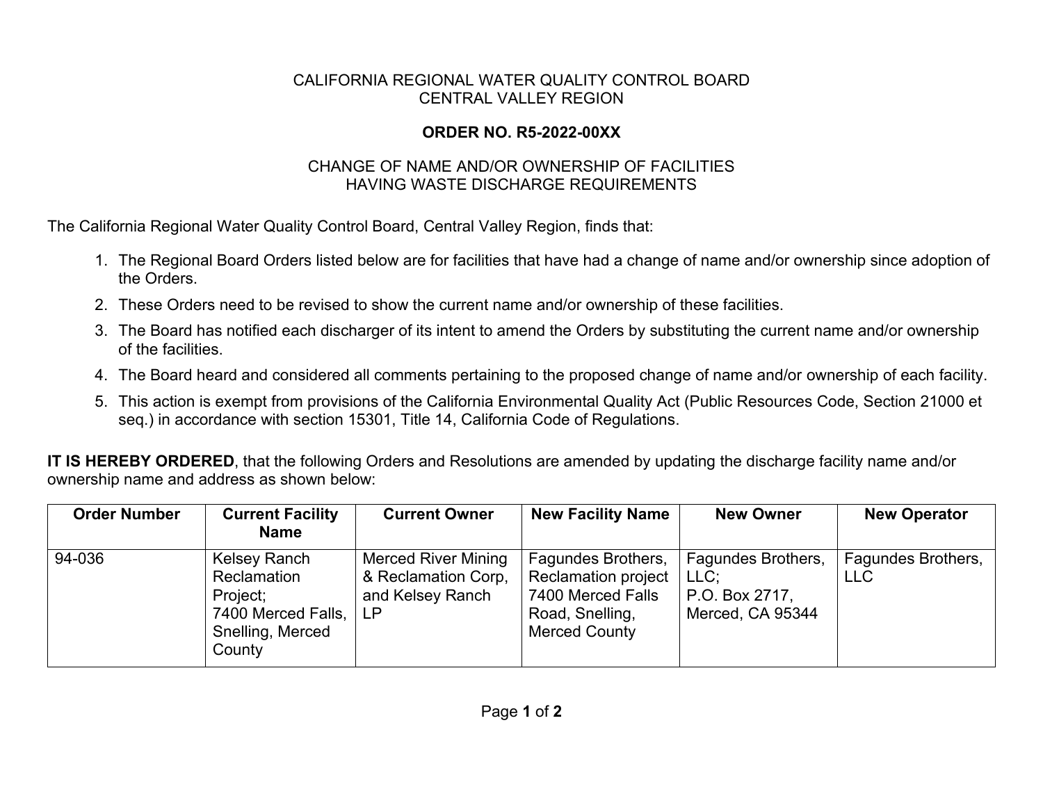CALIFORNIA REGIONAL WATER QUALITY CONTROL BOARD
CENTRAL VALLEY REGION

**ORDER NO. R5-2022-00XX**

CHANGE OF NAME AND/OR OWNERSHIP OF FACILITIES
HAVING WASTE DISCHARGE REQUIREMENTS

The California Regional Water Quality Control Board, Central Valley Region, finds that:

1. The Regional Board Orders listed below are for facilities that have had a change of name and/or ownership since adoption of the Orders.
2. These Orders need to be revised to show the current name and/or ownership of these facilities.
3. The Board has notified each discharger of its intent to amend the Orders by substituting the current name and/or ownership of the facilities.
4. The Board heard and considered all comments pertaining to the proposed change of name and/or ownership of each facility.
5. This action is exempt from provisions of the California Environmental Quality Act (Public Resources Code, Section 21000 et seq.) in accordance with section 15301, Title 14, California Code of Regulations.

**IT IS HEREBY ORDERED**, that the following Orders and Resolutions are amended by updating the discharge facility name and/or ownership name and address as shown below:

| Order Number | Current Facility Name | Current Owner | New Facility Name | New Owner | New Operator |
|---|---|---|---|---|---|
| 94-036 | Kelsey Ranch Reclamation Project; 7400 Merced Falls, Snelling, Merced County | Merced River Mining & Reclamation Corp, and Kelsey Ranch LP | Fagundes Brothers, Reclamation project 7400 Merced Falls Road, Snelling, Merced County | Fagundes Brothers, LLC; P.O. Box 2717, Merced, CA 95344 | Fagundes Brothers, LLC |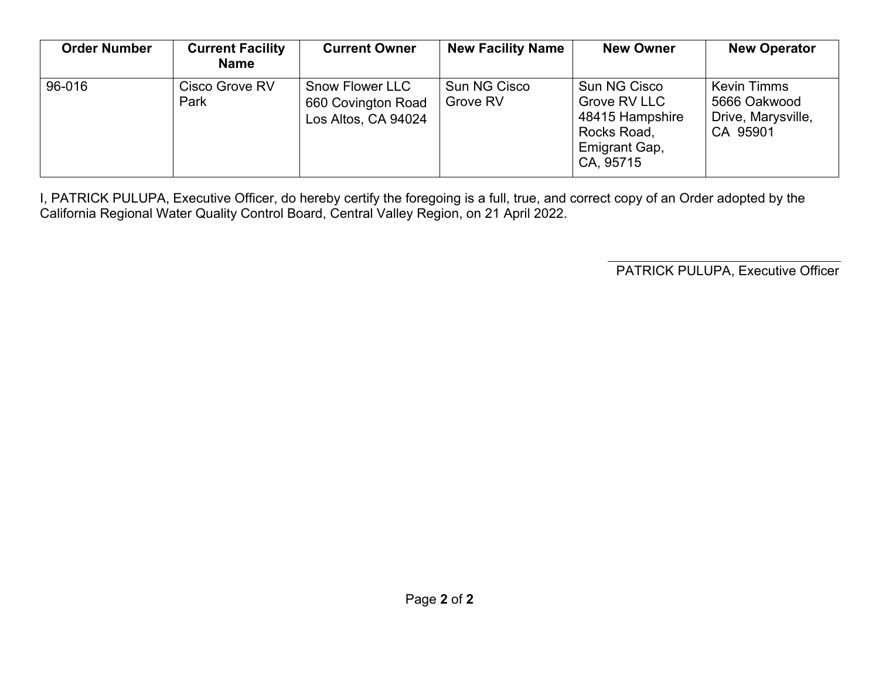| Order Number | Current Facility Name | Current Owner | New Facility Name | New Owner | New Operator |
|---|---|---|---|---|---|
| 96-016 | Cisco Grove RV Park | Snow Flower LLC 660 Covington Road Los Altos, CA 94024 | Sun NG Cisco Grove RV | Sun NG Cisco Grove RV LLC 48415 Hampshire Rocks Road, Emigrant Gap, CA, 95715 | Kevin Timms 5666 Oakwood Drive, Marysville, CA 95901 |

I, PATRICK PULUPA, Executive Officer, do hereby certify the foregoing is a full, true, and correct copy of an Order adopted by the California Regional Water Quality Control Board, Central Valley Region, on 21 April 2022.

PATRICK PULUPA, Executive Officer